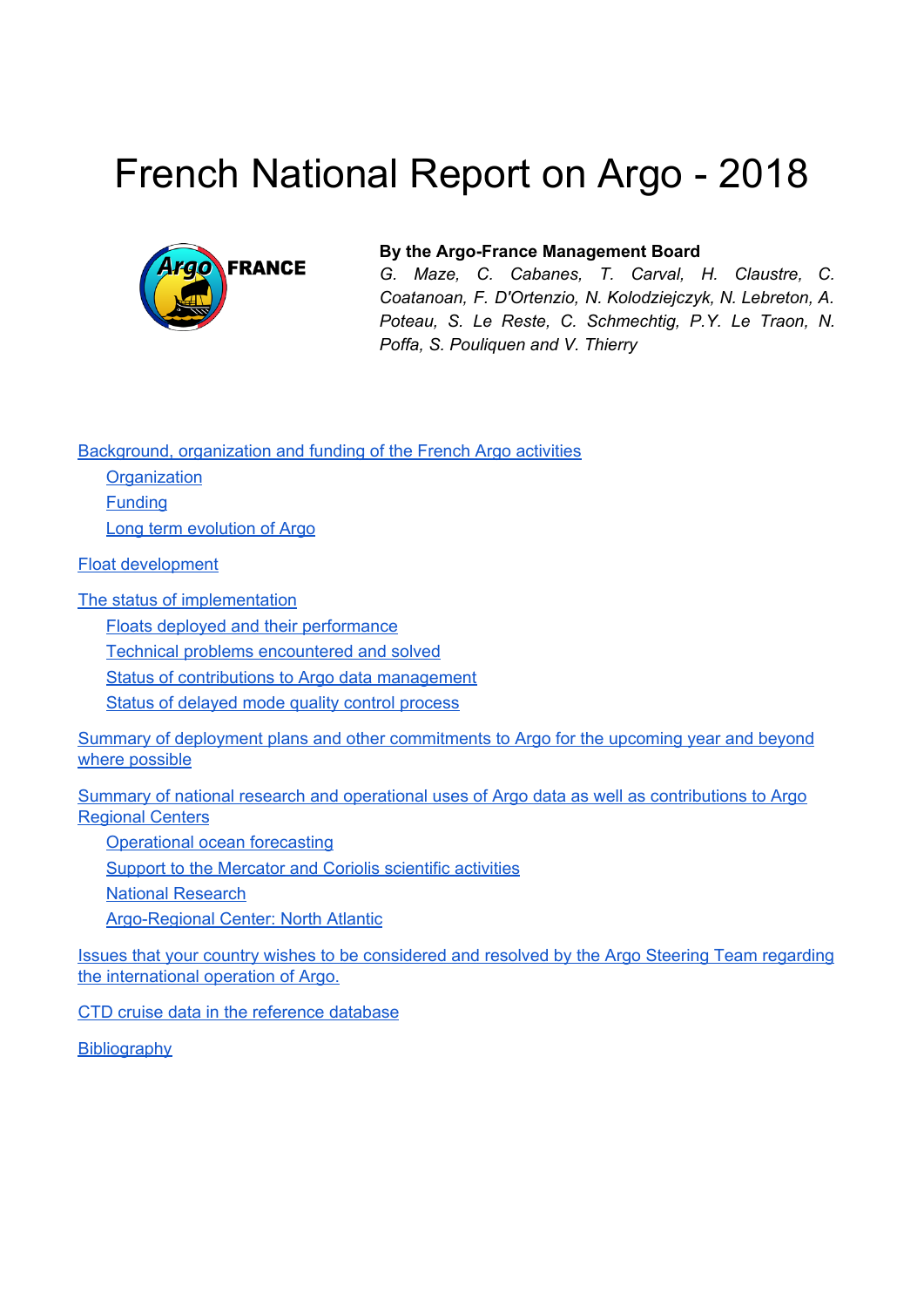# French National Report on Argo - 2018

**By the Argo-France Management Board**

*G. Maze, C. Cabanes, T. Carval, H. Claustre, C. Coatanoan, F. D'Ortenzio, N. Kolodziejczyk, N. Lebreton, A. Poteau, S. Le Reste, C. Schmechtig, P.Y. Le Traon, N. Poffa, S. Pouliquen and V. Thierry*

- Background, organization and funding of the French Argo activities
  - Organization
  - Funding
  - Long term evolution of Argo
- Float development
- The status of implementation
  - Floats deployed and their performance
  - Technical problems encountered and solved
  - Status of contributions to Argo data management
  - Status of delayed mode quality control process
- Summary of deployment plans and other commitments to Argo for the upcoming year and beyond where possible
- Summary of national research and operational uses of Argo data as well as contributions to Argo Regional Centers
  - Operational ocean forecasting
  - Support to the Mercator and Coriolis scientific activities
  - National Research
  - Argo-Regional Center: North Atlantic
- Issues that your country wishes to be considered and resolved by the Argo Steering Team regarding the international operation of Argo.
- CTD cruise data in the reference database
- Bibliography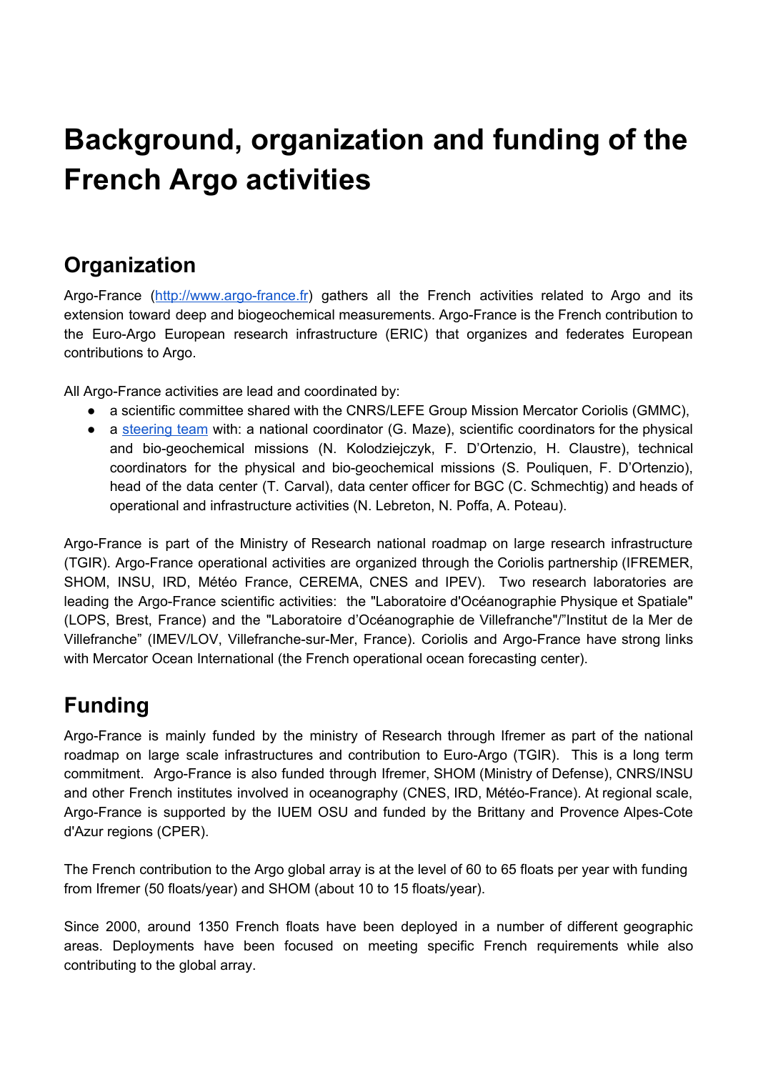# Background, organization and funding of the French Argo activities

## Organization

Argo-France ([http://www.argo-france.fr](http://www.argo-france.fr)) gathers all the French activities related to Argo and its extension toward deep and biogeochemical measurements. Argo-France is the French contribution to the Euro-Argo European research infrastructure (ERIC) that organizes and federates European contributions to Argo.

All Argo-France activities are lead and coordinated by:

- a scientific committee shared with the CNRS/LEFE Group Mission Mercator Coriolis (GMMC),
- a steering team with: a national coordinator (G. Maze), scientific coordinators for the physical and bio-geochemical missions (N. Kolodziejczyk, F. D'Ortenzio, H. Claustre), technical coordinators for the physical and bio-geochemical missions (S. Pouliquen, F. D'Ortenzio), head of the data center (T. Carval), data center officer for BGC (C. Schmechtig) and heads of operational and infrastructure activities (N. Lebreton, N. Poffa, A. Poteau).

Argo-France is part of the Ministry of Research national roadmap on large research infrastructure (TGIR). Argo-France operational activities are organized through the Coriolis partnership (IFREMER, SHOM, INSU, IRD, Météo France, CEREMA, CNES and IPEV). Two research laboratories are leading the Argo-France scientific activities: the "Laboratoire d'Océanographie Physique et Spatiale" (LOPS, Brest, France) and the "Laboratoire d'Océanographie de Villefranche"/"Institut de la Mer de Villefranche" (IMEV/LOV, Villefranche-sur-Mer, France). Coriolis and Argo-France have strong links with Mercator Ocean International (the French operational ocean forecasting center).

## Funding

Argo-France is mainly funded by the ministry of Research through Ifremer as part of the national roadmap on large scale infrastructures and contribution to Euro-Argo (TGIR). This is a long term commitment. Argo-France is also funded through Ifremer, SHOM (Ministry of Defense), CNRS/INSU and other French institutes involved in oceanography (CNES, IRD, Météo-France). At regional scale, Argo-France is supported by the IUEM OSU and funded by the Brittany and Provence Alpes-Cote d'Azur regions (CPER).

The French contribution to the Argo global array is at the level of 60 to 65 floats per year with funding from Ifremer (50 floats/year) and SHOM (about 10 to 15 floats/year).

Since 2000, around 1350 French floats have been deployed in a number of different geographic areas. Deployments have been focused on meeting specific French requirements while also contributing to the global array.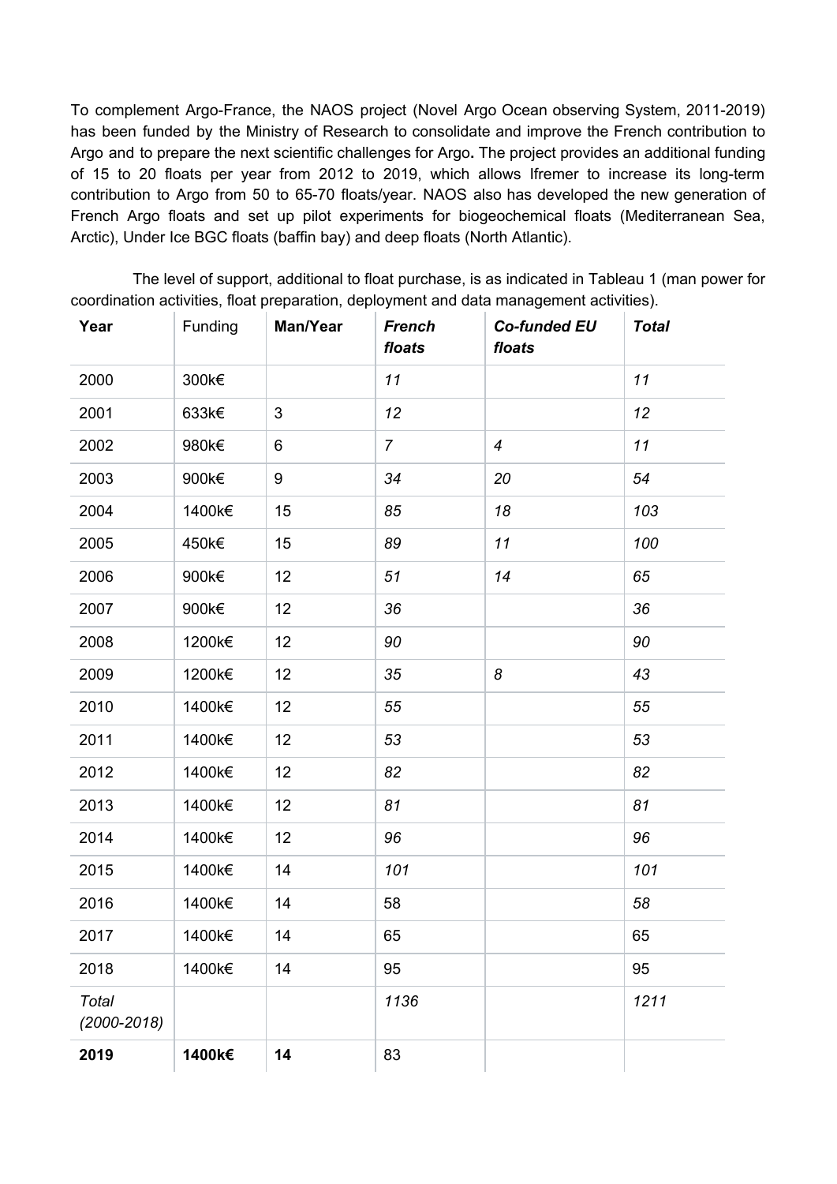To complement Argo-France, the NAOS project (Novel Argo Ocean observing System, 2011-2019) has been funded by the Ministry of Research to consolidate and improve the French contribution to Argo and to prepare the next scientific challenges for Argo**.** The project provides an additional funding of 15 to 20 floats per year from 2012 to 2019, which allows Ifremer to increase its long-term contribution to Argo from 50 to 65-70 floats/year. NAOS also has developed the new generation of French Argo floats and set up pilot experiments for biogeochemical floats (Mediterranean Sea, Arctic), Under Ice BGC floats (baffin bay) and deep floats (North Atlantic).

The level of support, additional to float purchase, is as indicated in Tableau 1 (man power for coordination activities, float preparation, deployment and data management activities).

| **Year** | Funding | **Man/Year** | ***French floats*** | ***Co-funded EU floats*** | ***Total*** |
|---|---|---|---|---|---|
| 2000 | 300k€ | | *11* | | *11* |
| 2001 | 633k€ | 3 | *12* | | *12* |
| 2002 | 980k€ | 6 | *7* | *4* | *11* |
| 2003 | 900k€ | 9 | *34* | *20* | *54* |
| 2004 | 1400k€ | 15 | *85* | *18* | *103* |
| 2005 | 450k€ | 15 | *89* | *11* | *100* |
| 2006 | 900k€ | 12 | *51* | *14* | *65* |
| 2007 | 900k€ | 12 | *36* | | *36* |
| 2008 | 1200k€ | 12 | *90* | | *90* |
| 2009 | 1200k€ | 12 | *35* | *8* | *43* |
| 2010 | 1400k€ | 12 | *55* | | *55* |
| 2011 | 1400k€ | 12 | *53* | | *53* |
| 2012 | 1400k€ | 12 | *82* | | *82* |
| 2013 | 1400k€ | 12 | *81* | | *81* |
| 2014 | 1400k€ | 12 | *96* | | *96* |
| 2015 | 1400k€ | 14 | *101* | | *101* |
| 2016 | 1400k€ | 14 | 58 | | *58* |
| 2017 | 1400k€ | 14 | 65 | | 65 |
| 2018 | 1400k€ | 14 | 95 | | 95 |
| *Total (2000-2018)* | | | *1136* | | *1211* |
| **2019** | **1400k€** | **14** | 83 | | |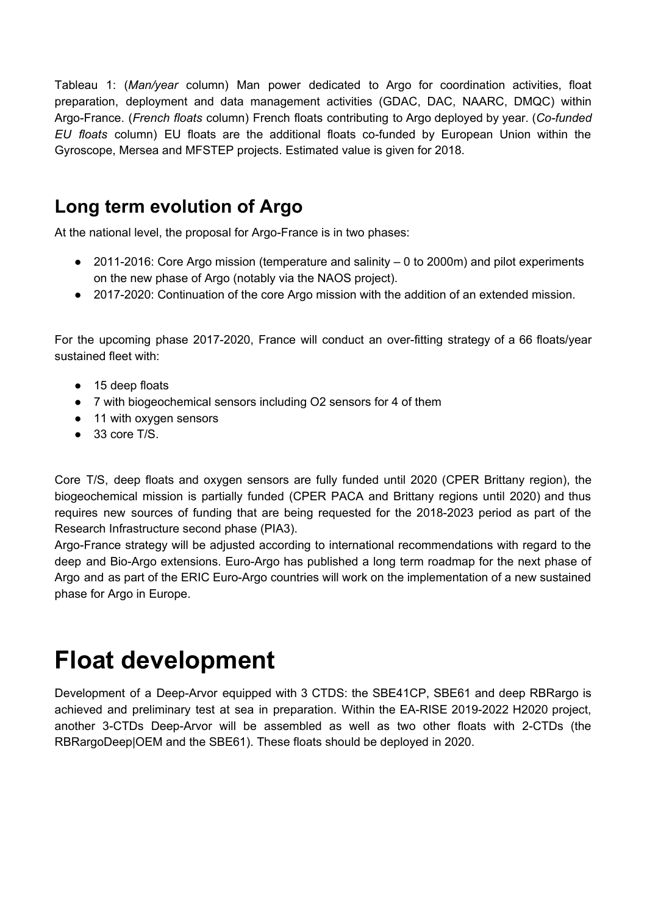Tableau 1: (*Man/year* column) Man power dedicated to Argo for coordination activities, float preparation, deployment and data management activities (GDAC, DAC, NAARC, DMQC) within Argo-France. (*French floats* column) French floats contributing to Argo deployed by year. (*Co-funded EU floats* column) EU floats are the additional floats co-funded by European Union within the Gyroscope, Mersea and MFSTEP projects. Estimated value is given for 2018.

## Long term evolution of Argo

At the national level, the proposal for Argo-France is in two phases:

- 2011-2016: Core Argo mission (temperature and salinity – 0 to 2000m) and pilot experiments on the new phase of Argo (notably via the NAOS project).
- 2017-2020: Continuation of the core Argo mission with the addition of an extended mission.

For the upcoming phase 2017-2020, France will conduct an over-fitting strategy of a 66 floats/year sustained fleet with:

- 15 deep floats
- 7 with biogeochemical sensors including O2 sensors for 4 of them
- 11 with oxygen sensors
- 33 core T/S.

Core T/S, deep floats and oxygen sensors are fully funded until 2020 (CPER Brittany region), the biogeochemical mission is partially funded (CPER PACA and Brittany regions until 2020) and thus requires new sources of funding that are being requested for the 2018-2023 period as part of the Research Infrastructure second phase (PIA3).
Argo-France strategy will be adjusted according to international recommendations with regard to the deep and Bio-Argo extensions. Euro-Argo has published a long term roadmap for the next phase of Argo and as part of the ERIC Euro-Argo countries will work on the implementation of a new sustained phase for Argo in Europe.

# Float development

Development of a Deep-Arvor equipped with 3 CTDS: the SBE41CP, SBE61 and deep RBRargo is achieved and preliminary test at sea in preparation. Within the EA-RISE 2019-2022 H2020 project, another 3-CTDs Deep-Arvor will be assembled as well as two other floats with 2-CTDs (the RBRargoDeep|OEM and the SBE61). These floats should be deployed in 2020.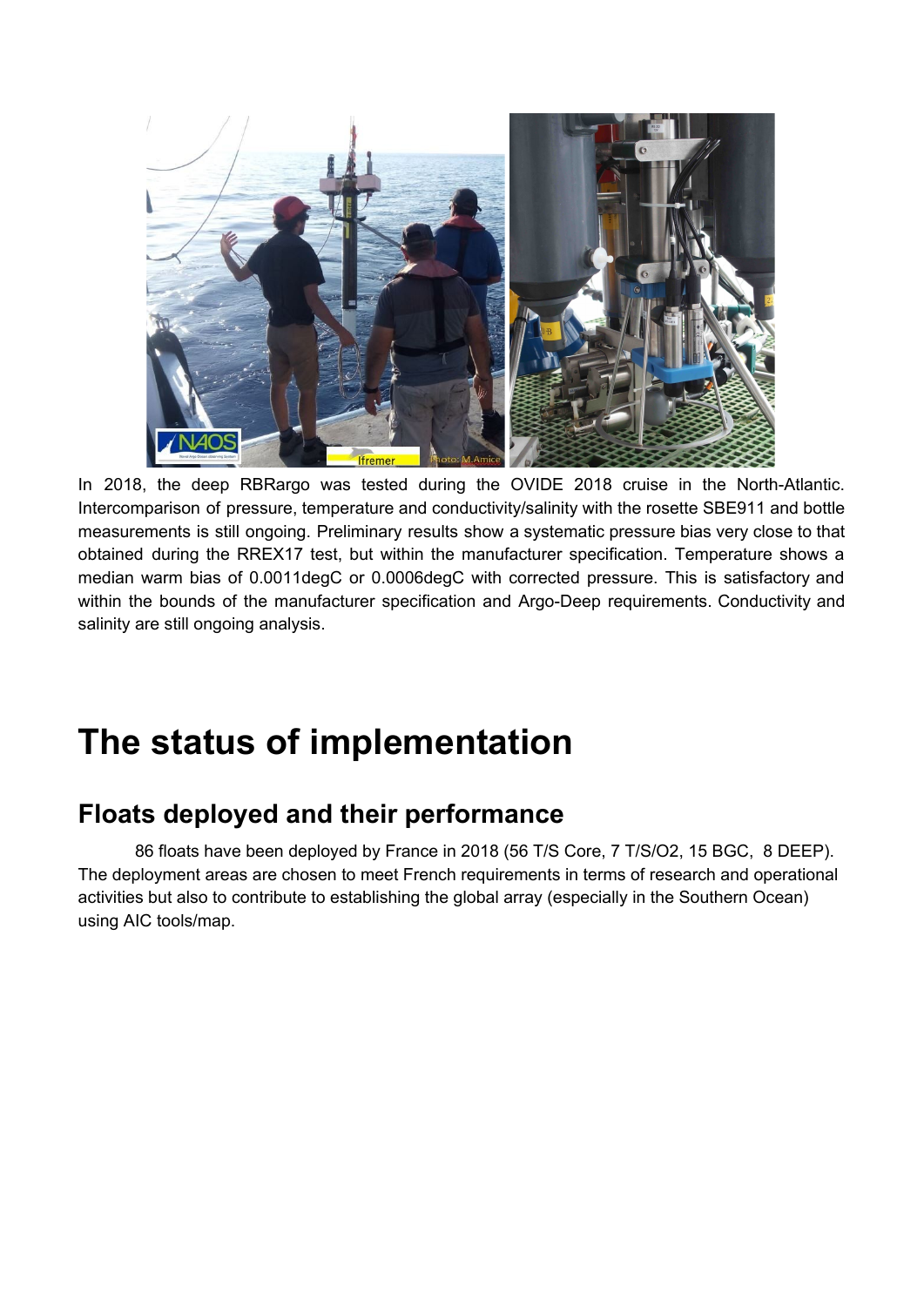In 2018, the deep RBRargo was tested during the OVIDE 2018 cruise in the North-Atlantic. Intercomparison of pressure, temperature and conductivity/salinity with the rosette SBE911 and bottle measurements is still ongoing. Preliminary results show a systematic pressure bias very close to that obtained during the RREX17 test, but within the manufacturer specification. Temperature shows a median warm bias of 0.0011degC or 0.0006degC with corrected pressure. This is satisfactory and within the bounds of the manufacturer specification and Argo-Deep requirements. Conductivity and salinity are still ongoing analysis.

# The status of implementation

## Floats deployed and their performance

86 floats have been deployed by France in 2018 (56 T/S Core, 7 T/S/O2, 15 BGC, 8 DEEP). The deployment areas are chosen to meet French requirements in terms of research and operational activities but also to contribute to establishing the global array (especially in the Southern Ocean) using AIC tools/map.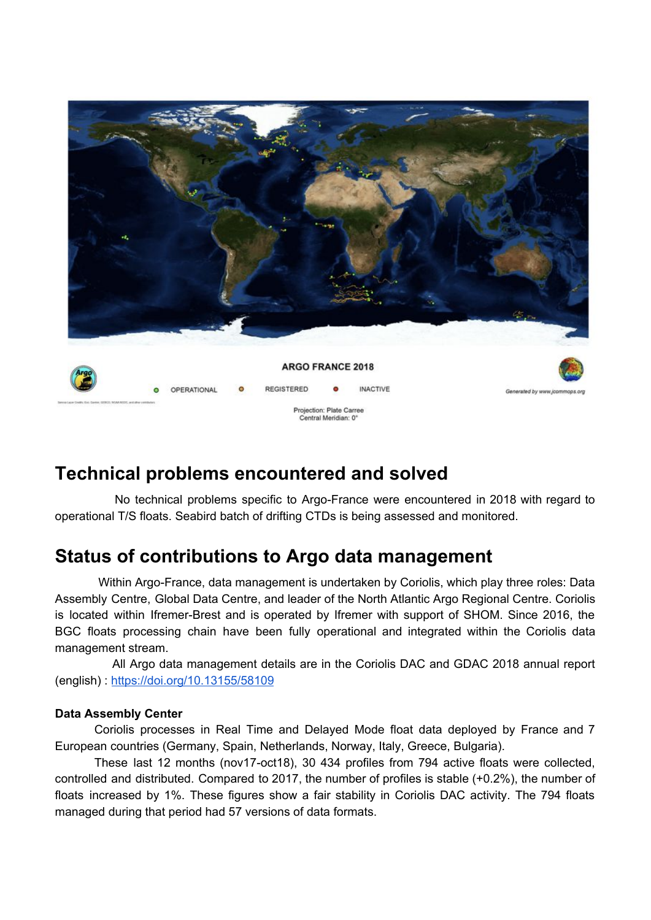## Technical problems encountered and solved

No technical problems specific to Argo-France were encountered in 2018 with regard to operational T/S floats. Seabird batch of drifting CTDs is being assessed and monitored.

## Status of contributions to Argo data management

Within Argo-France, data management is undertaken by Coriolis, which play three roles: Data Assembly Centre, Global Data Centre, and leader of the North Atlantic Argo Regional Centre. Coriolis is located within Ifremer-Brest and is operated by Ifremer with support of SHOM. Since 2016, the BGC floats processing chain have been fully operational and integrated within the Coriolis data management stream.

All Argo data management details are in the Coriolis DAC and GDAC 2018 annual report (english) : https://doi.org/10.13155/58109

**Data Assembly Center**

Coriolis processes in Real Time and Delayed Mode float data deployed by France and 7 European countries (Germany, Spain, Netherlands, Norway, Italy, Greece, Bulgaria).

These last 12 months (nov17-oct18), 30 434 profiles from 794 active floats were collected, controlled and distributed. Compared to 2017, the number of profiles is stable (+0.2%), the number of floats increased by 1%. These figures show a fair stability in Coriolis DAC activity. The 794 floats managed during that period had 57 versions of data formats.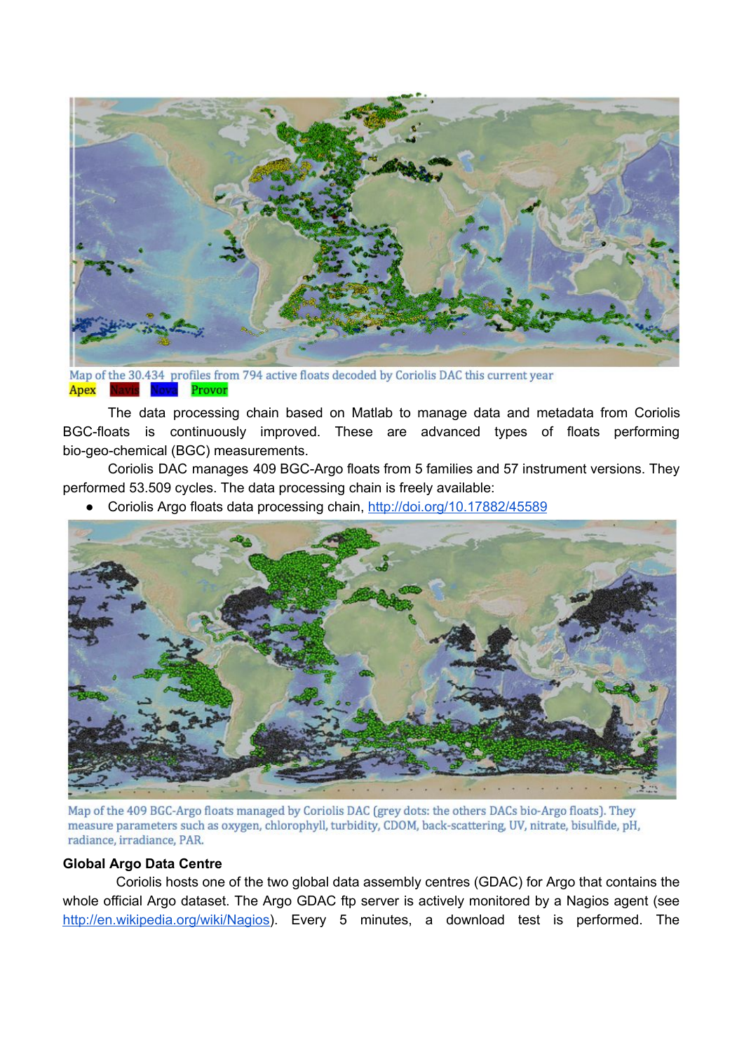Map of the 30.434 profiles from 794 active floats decoded by Coriolis DAC this current year

Apex Navis Nova Provor

The data processing chain based on Matlab to manage data and metadata from Coriolis BGC-floats is continuously improved. These are advanced types of floats performing bio-geo-chemical (BGC) measurements.

Coriolis DAC manages 409 BGC-Argo floats from 5 families and 57 instrument versions. They performed 53.509 cycles. The data processing chain is freely available:

- Coriolis Argo floats data processing chain, http://doi.org/10.17882/45589

Map of the 409 BGC-Argo floats managed by Coriolis DAC (grey dots: the others DACs bio-Argo floats). They measure parameters such as oxygen, chlorophyll, turbidity, CDOM, back-scattering, UV, nitrate, bisulfide, pH, radiance, irradiance, PAR.

### Global Argo Data Centre

Coriolis hosts one of the two global data assembly centres (GDAC) for Argo that contains the whole official Argo dataset. The Argo GDAC ftp server is actively monitored by a Nagios agent (see http://en.wikipedia.org/wiki/Nagios). Every 5 minutes, a download test is performed. The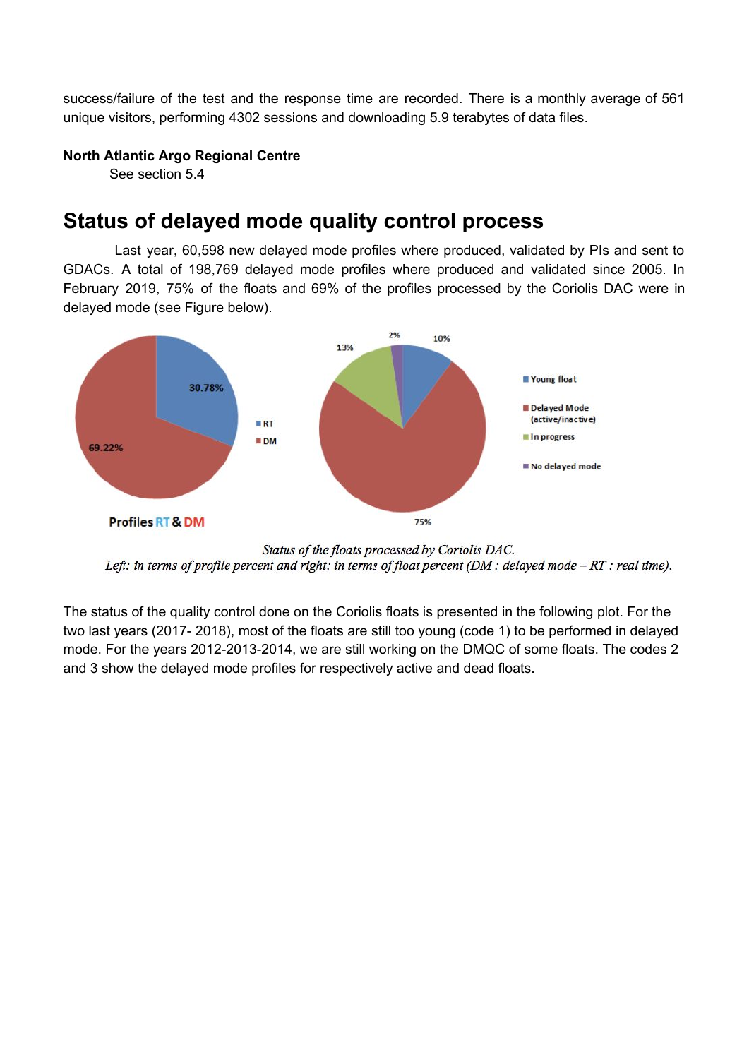success/failure of the test and the response time are recorded. There is a monthly average of 561 unique visitors, performing 4302 sessions and downloading 5.9 terabytes of data files.

**North Atlantic Argo Regional Centre**

See section 5.4

## Status of delayed mode quality control process

Last year, 60,598 new delayed mode profiles where produced, validated by PIs and sent to GDACs. A total of 198,769 delayed mode profiles where produced and validated since 2005. In February 2019, 75% of the floats and 69% of the profiles processed by the Coriolis DAC were in delayed mode (see Figure below).

*Status of the floats processed by Coriolis DAC.*
*Left: in terms of profile percent and right: in terms of float percent (DM : delayed mode – RT : real time).*

The status of the quality control done on the Coriolis floats is presented in the following plot. For the two last years (2017- 2018), most of the floats are still too young (code 1) to be performed in delayed mode. For the years 2012-2013-2014, we are still working on the DMQC of some floats. The codes 2 and 3 show the delayed mode profiles for respectively active and dead floats.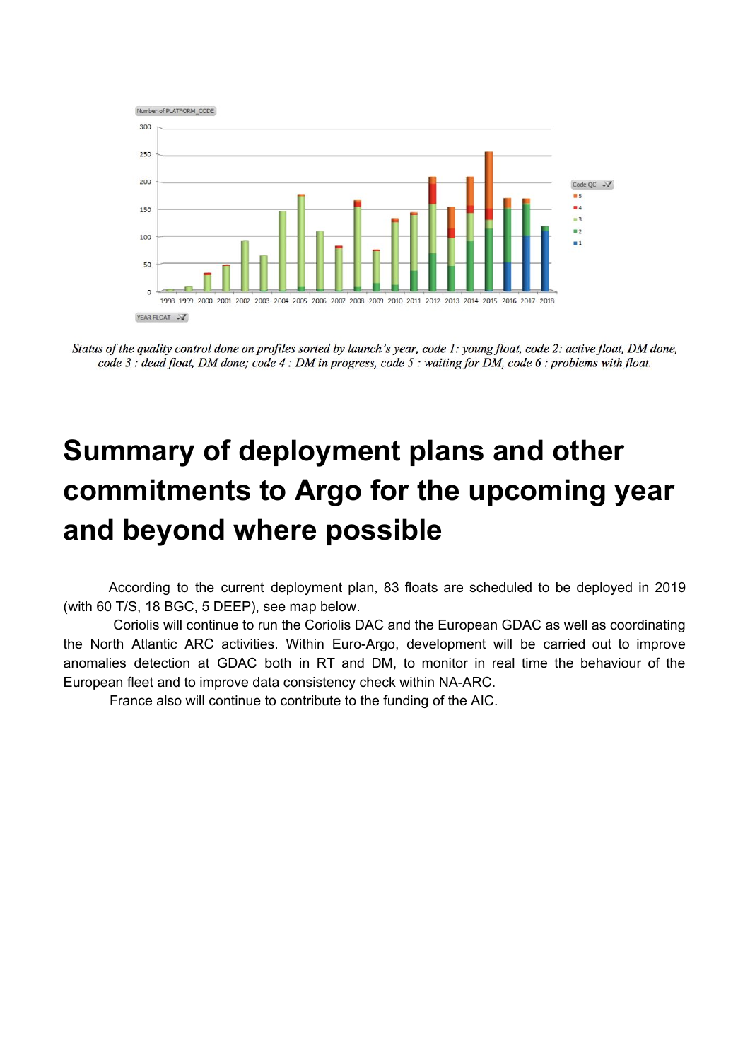*Status of the quality control done on profiles sorted by launch's year, code 1: young float, code 2: active float, DM done, code 3 : dead float, DM done; code 4 : DM in progress, code 5 : waiting for DM, code 6 : problems with float.*

# Summary of deployment plans and other commitments to Argo for the upcoming year and beyond where possible

According to the current deployment plan, 83 floats are scheduled to be deployed in 2019 (with 60 T/S, 18 BGC, 5 DEEP), see map below.

Coriolis will continue to run the Coriolis DAC and the European GDAC as well as coordinating the North Atlantic ARC activities. Within Euro-Argo, development will be carried out to improve anomalies detection at GDAC both in RT and DM, to monitor in real time the behaviour of the European fleet and to improve data consistency check within NA-ARC.

France also will continue to contribute to the funding of the AIC.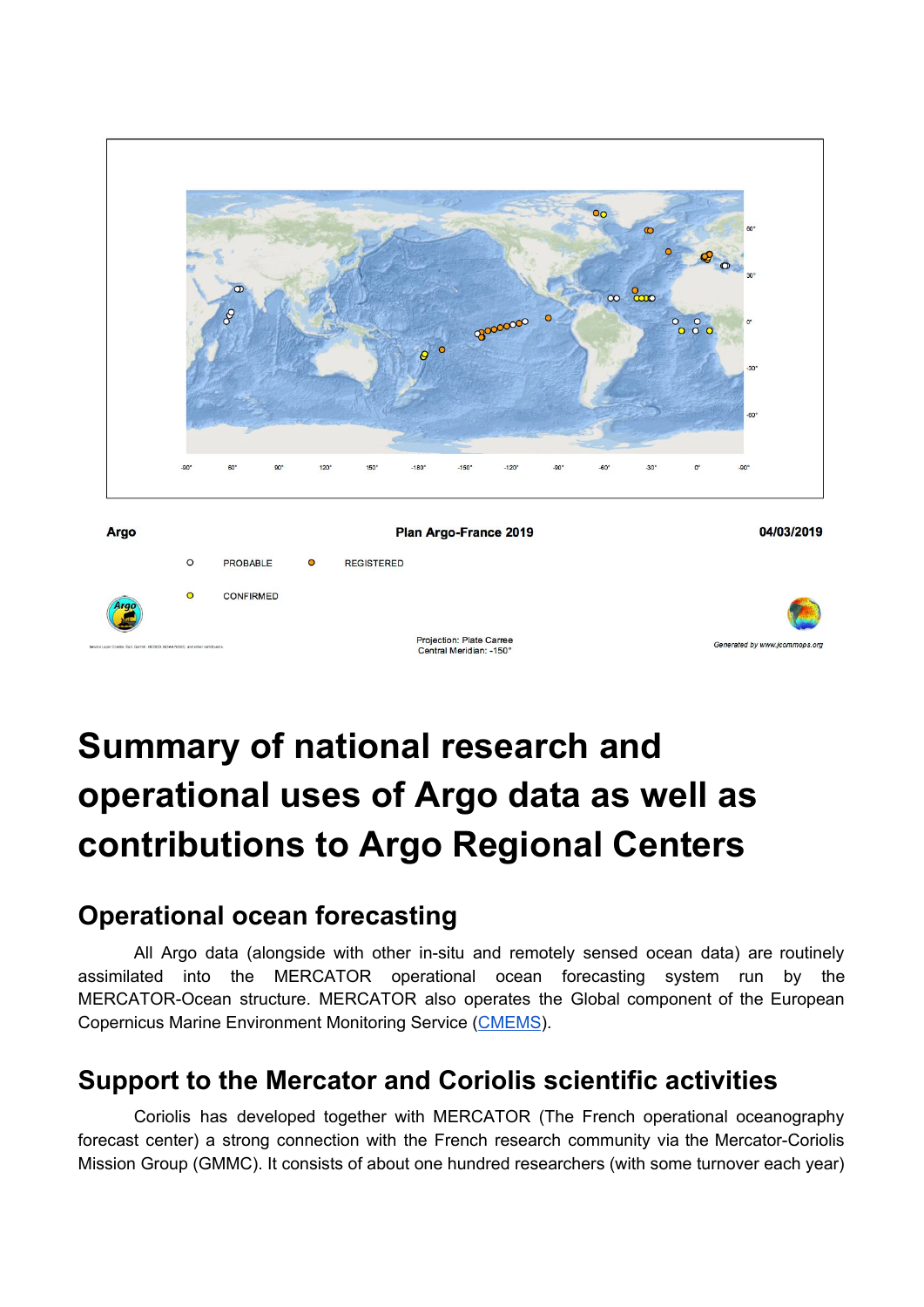Argo | Plan Argo-France 2019 | 04/03/2019

PROBABLE | REGISTERED | CONFIRMED

Projection: Plate Carree
Central Meridian: -150°

Generated by www.jcommops.org

# Summary of national research and operational uses of Argo data as well as contributions to Argo Regional Centers

## Operational ocean forecasting

All Argo data (alongside with other in-situ and remotely sensed ocean data) are routinely assimilated into the MERCATOR operational ocean forecasting system run by the MERCATOR-Ocean structure. MERCATOR also operates the Global component of the European Copernicus Marine Environment Monitoring Service ([CMEMS](CMEMS)).

## Support to the Mercator and Coriolis scientific activities

Coriolis has developed together with MERCATOR (The French operational oceanography forecast center) a strong connection with the French research community via the Mercator-Coriolis Mission Group (GMMC). It consists of about one hundred researchers (with some turnover each year)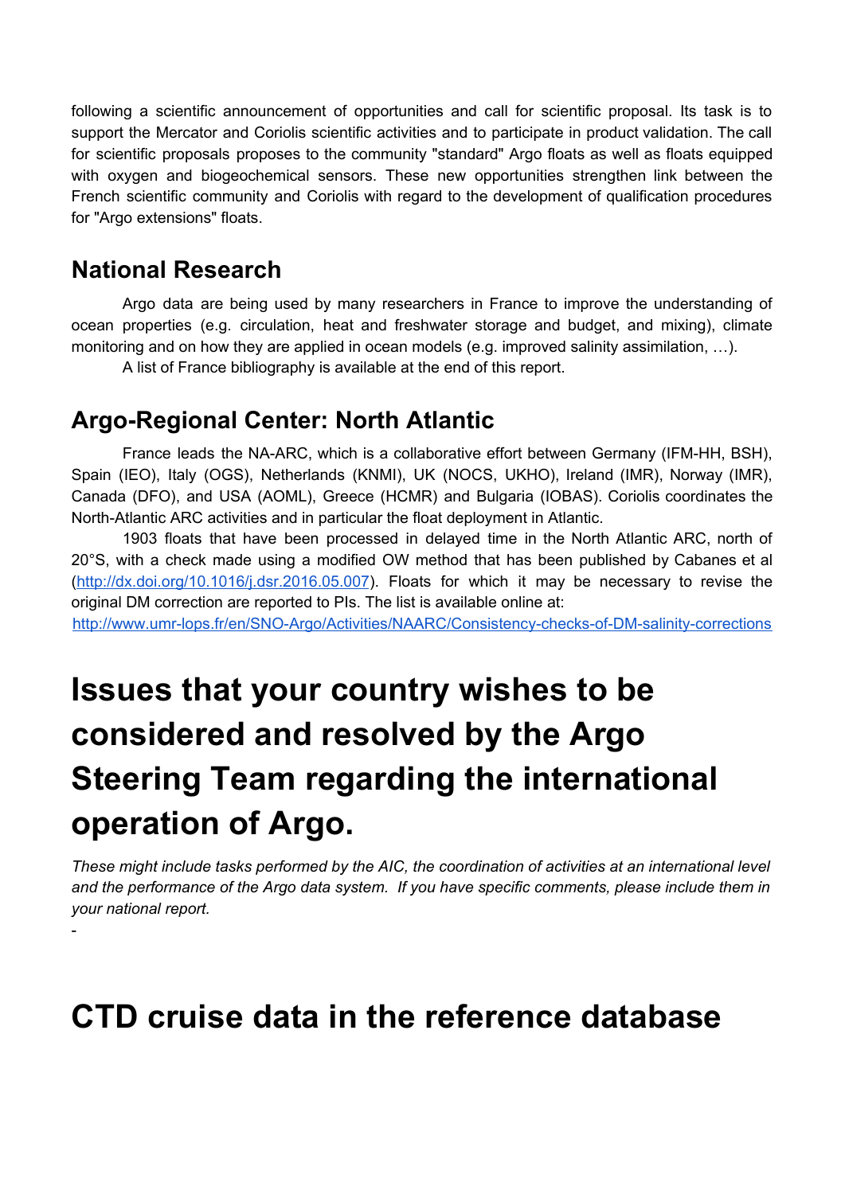following a scientific announcement of opportunities and call for scientific proposal. Its task is to support the Mercator and Coriolis scientific activities and to participate in product validation. The call for scientific proposals proposes to the community "standard" Argo floats as well as floats equipped with oxygen and biogeochemical sensors. These new opportunities strengthen link between the French scientific community and Coriolis with regard to the development of qualification procedures for "Argo extensions" floats.

## National Research

Argo data are being used by many researchers in France to improve the understanding of ocean properties (e.g. circulation, heat and freshwater storage and budget, and mixing), climate monitoring and on how they are applied in ocean models (e.g. improved salinity assimilation, …).

A list of France bibliography is available at the end of this report.

## Argo-Regional Center: North Atlantic

France leads the NA-ARC, which is a collaborative effort between Germany (IFM-HH, BSH), Spain (IEO), Italy (OGS), Netherlands (KNMI), UK (NOCS, UKHO), Ireland (IMR), Norway (IMR), Canada (DFO), and USA (AOML), Greece (HCMR) and Bulgaria (IOBAS). Coriolis coordinates the North-Atlantic ARC activities and in particular the float deployment in Atlantic.

1903 floats that have been processed in delayed time in the North Atlantic ARC, north of 20°S, with a check made using a modified OW method that has been published by Cabanes et al (http://dx.doi.org/10.1016/j.dsr.2016.05.007). Floats for which it may be necessary to revise the original DM correction are reported to PIs. The list is available online at:
http://www.umr-lops.fr/en/SNO-Argo/Activities/NAARC/Consistency-checks-of-DM-salinity-corrections

# Issues that your country wishes to be considered and resolved by the Argo Steering Team regarding the international operation of Argo.

*These might include tasks performed by the AIC, the coordination of activities at an international level and the performance of the Argo data system. If you have specific comments, please include them in your national report.*

-

# CTD cruise data in the reference database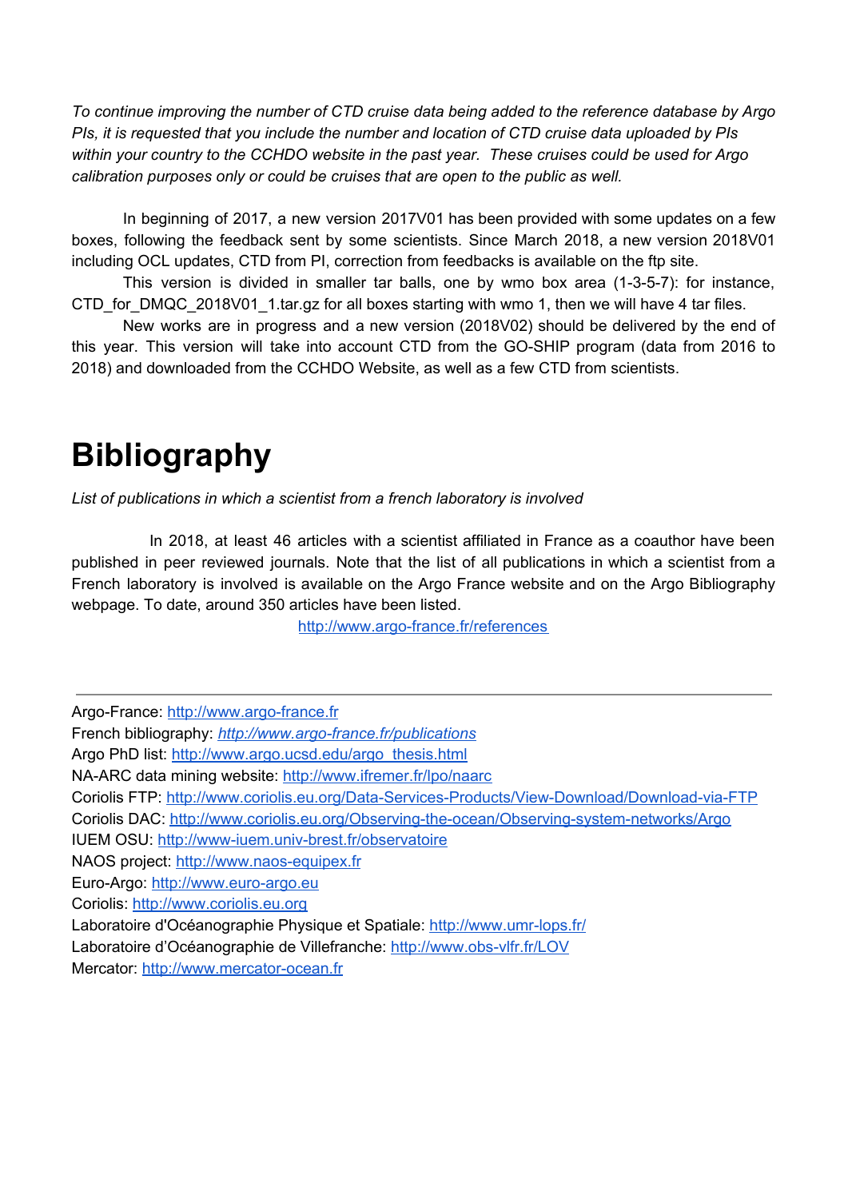*To continue improving the number of CTD cruise data being added to the reference database by Argo PIs, it is requested that you include the number and location of CTD cruise data uploaded by PIs within your country to the CCHDO website in the past year.  These cruises could be used for Argo calibration purposes only or could be cruises that are open to the public as well.*

In beginning of 2017, a new version 2017V01 has been provided with some updates on a few boxes, following the feedback sent by some scientists. Since March 2018, a new version 2018V01 including OCL updates, CTD from PI, correction from feedbacks is available on the ftp site.

This version is divided in smaller tar balls, one by wmo box area (1-3-5-7): for instance, CTD_for_DMQC_2018V01_1.tar.gz for all boxes starting with wmo 1, then we will have 4 tar files.

New works are in progress and a new version (2018V02) should be delivered by the end of this year. This version will take into account CTD from the GO-SHIP program (data from 2016 to 2018) and downloaded from the CCHDO Website, as well as a few CTD from scientists.

# Bibliography

*List of publications in which a scientist from a french laboratory is involved*

In 2018, at least 46 articles with a scientist affiliated in France as a coauthor have been published in peer reviewed journals. Note that the list of all publications in which a scientist from a French laboratory is involved is available on the Argo France website and on the Argo Bibliography webpage. To date, around 350 articles have been listed.

http://www.argo-france.fr/references

---

Argo-France: http://www.argo-france.fr
French bibliography: *http://www.argo-france.fr/publications*
Argo PhD list: http://www.argo.ucsd.edu/argo_thesis.html
NA-ARC data mining website: http://www.ifremer.fr/lpo/naarc
Coriolis FTP: http://www.coriolis.eu.org/Data-Services-Products/View-Download/Download-via-FTP
Coriolis DAC: http://www.coriolis.eu.org/Observing-the-ocean/Observing-system-networks/Argo
IUEM OSU: http://www-iuem.univ-brest.fr/observatoire
NAOS project: http://www.naos-equipex.fr
Euro-Argo: http://www.euro-argo.eu
Coriolis: http://www.coriolis.eu.org
Laboratoire d'Océanographie Physique et Spatiale: http://www.umr-lops.fr/
Laboratoire d'Océanographie de Villefranche: http://www.obs-vlfr.fr/LOV
Mercator: http://www.mercator-ocean.fr